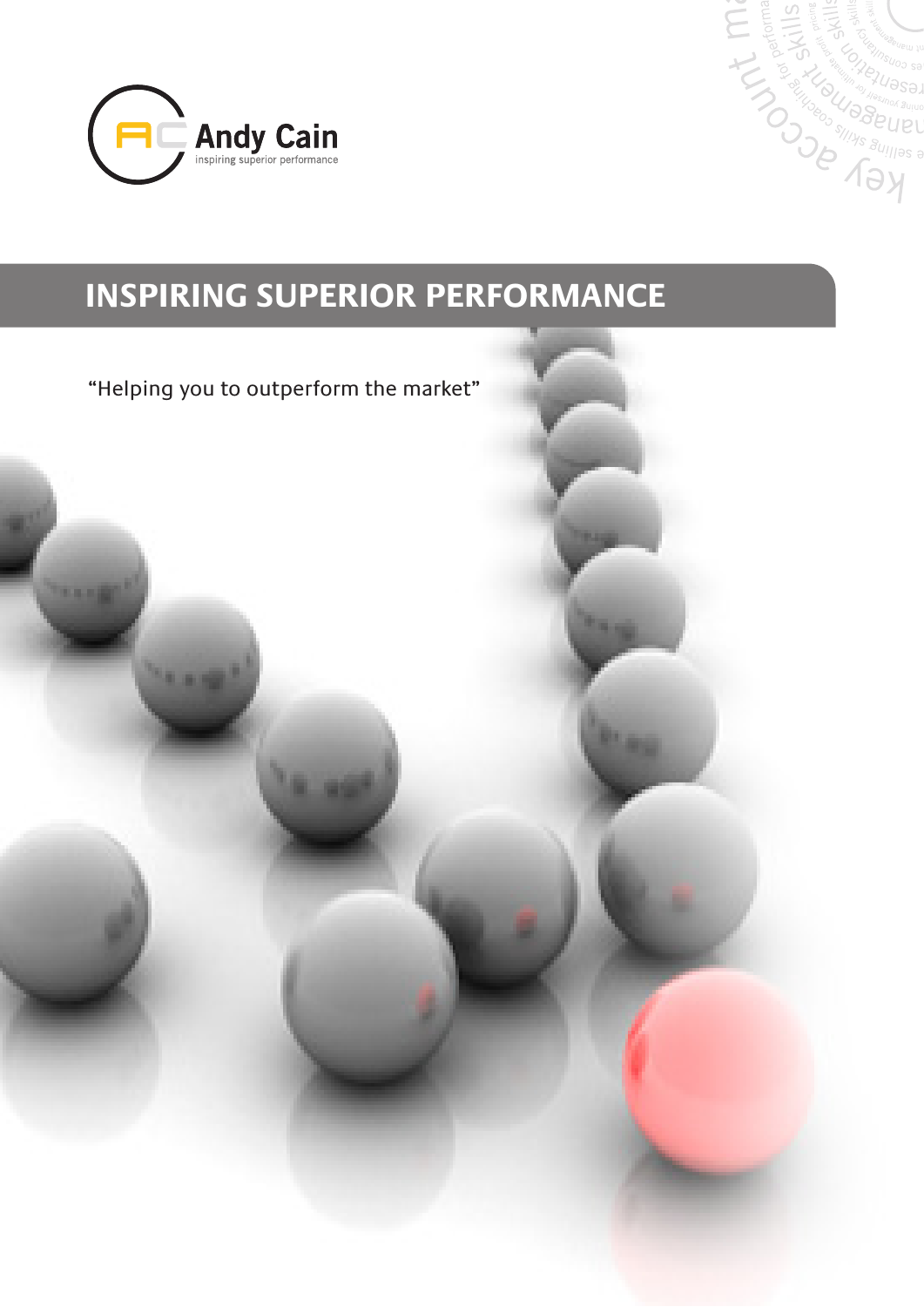Andy Cain
inspiring superior performance

# INSPIRING SUPERIOR PERFORMANCE

"Helping you to outperform the market"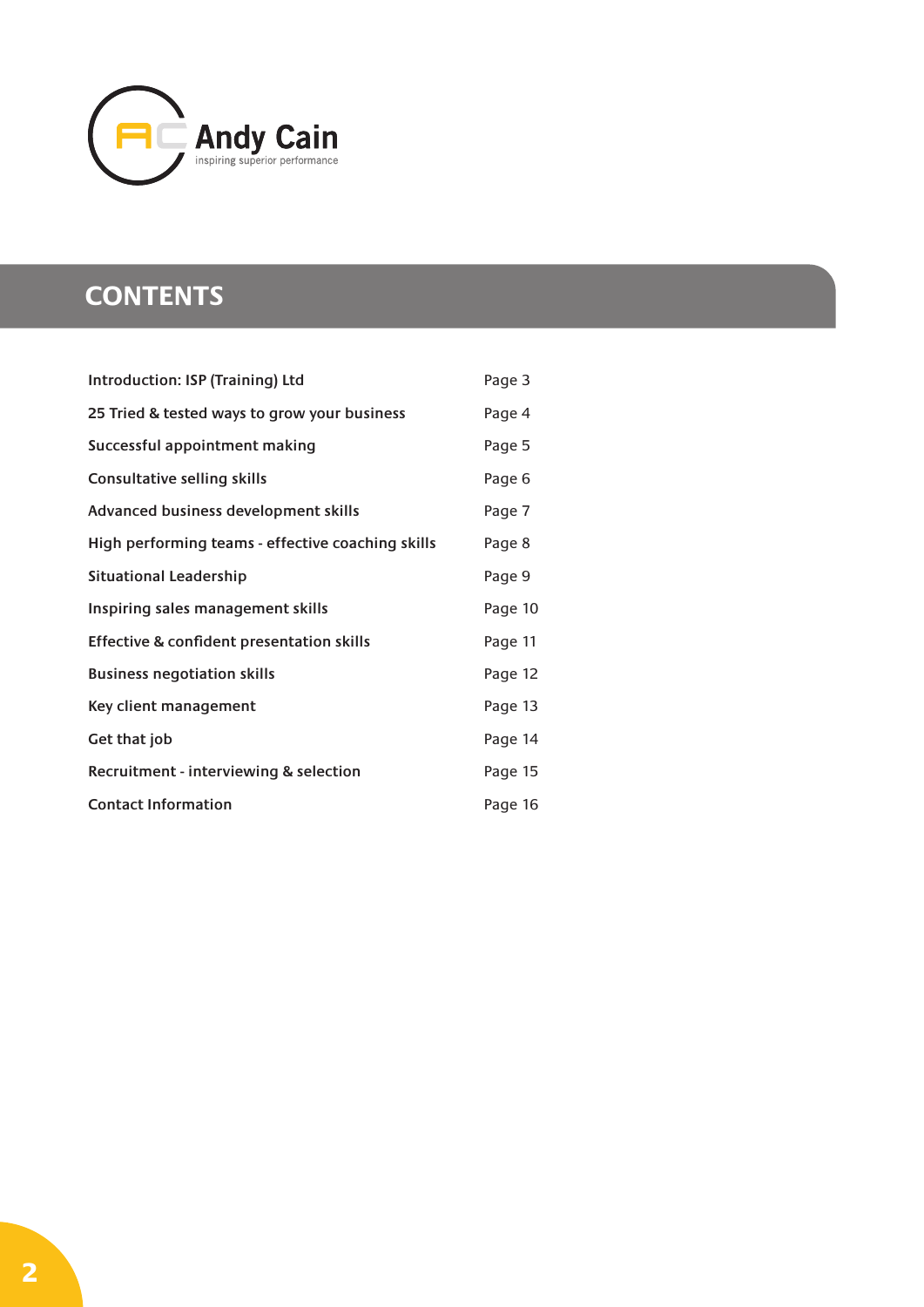Andy Cain
inspiring superior performance

# CONTENTS

| | |
|---|---|
| Introduction: ISP (Training) Ltd | Page 3 |
| 25 Tried & tested ways to grow your business | Page 4 |
| Successful appointment making | Page 5 |
| Consultative selling skills | Page 6 |
| Advanced business development skills | Page 7 |
| High performing teams - effective coaching skills | Page 8 |
| Situational Leadership | Page 9 |
| Inspiring sales management skills | Page 10 |
| Effective & confident presentation skills | Page 11 |
| Business negotiation skills | Page 12 |
| Key client management | Page 13 |
| Get that job | Page 14 |
| Recruitment - interviewing & selection | Page 15 |
| Contact Information | Page 16 |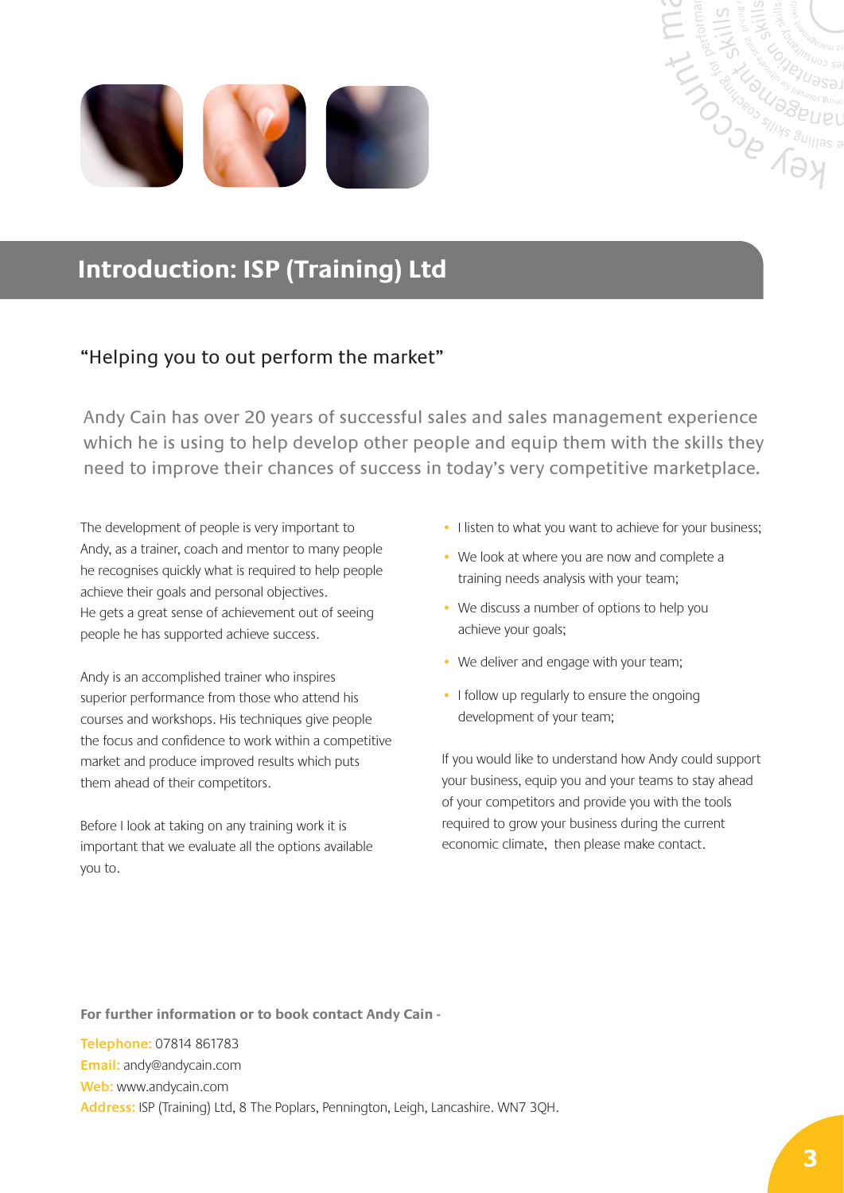## Introduction: ISP (Training) Ltd

### "Helping you to out perform the market"

Andy Cain has over 20 years of successful sales and sales management experience which he is using to help develop other people and equip them with the skills they need to improve their chances of success in today's very competitive marketplace.

The development of people is very important to Andy, as a trainer, coach and mentor to many people he recognises quickly what is required to help people achieve their goals and personal objectives. He gets a great sense of achievement out of seeing people he has supported achieve success.

Andy is an accomplished trainer who inspires superior performance from those who attend his courses and workshops. His techniques give people the focus and confidence to work within a competitive market and produce improved results which puts them ahead of their competitors.

Before I look at taking on any training work it is important that we evaluate all the options available you to.

- I listen to what you want to achieve for your business;
- We look at where you are now and complete a training needs analysis with your team;
- We discuss a number of options to help you achieve your goals;
- We deliver and engage with your team;
- I follow up regularly to ensure the ongoing development of your team;

If you would like to understand how Andy could support your business, equip you and your teams to stay ahead of your competitors and provide you with the tools required to grow your business during the current economic climate, then please make contact.

**For further information or to book contact Andy Cain -**

**Telephone:** 07814 861783
**Email:** andy@andycain.com
**Web:** www.andycain.com
**Address:** ISP (Training) Ltd, 8 The Poplars, Pennington, Leigh, Lancashire. WN7 3QH.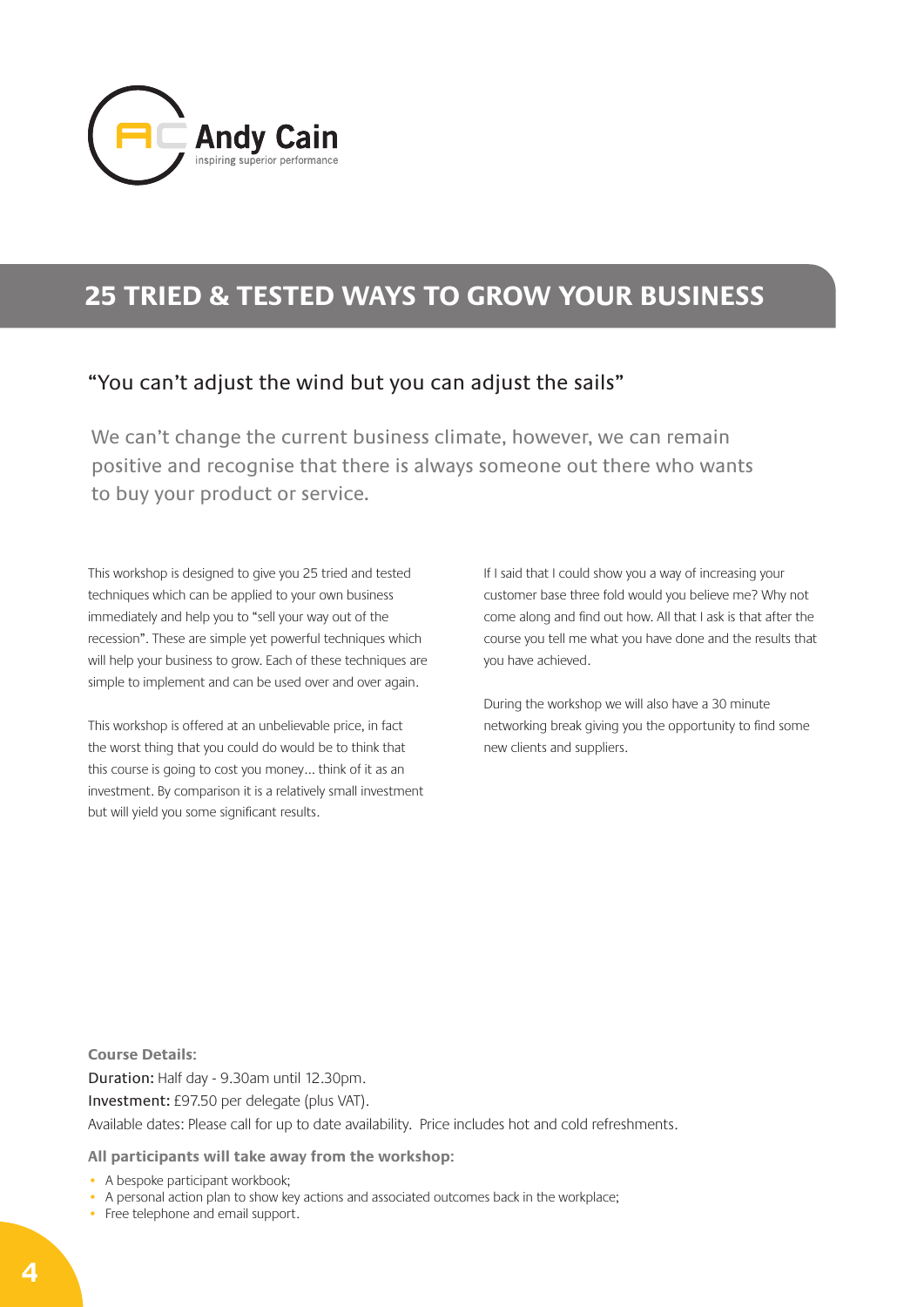Andy Cain
inspiring superior performance

# 25 TRIED & TESTED WAYS TO GROW YOUR BUSINESS

## "You can't adjust the wind but you can adjust the sails"

We can't change the current business climate, however, we can remain positive and recognise that there is always someone out there who wants to buy your product or service.

This workshop is designed to give you 25 tried and tested techniques which can be applied to your own business immediately and help you to "sell your way out of the recession". These are simple yet powerful techniques which will help your business to grow. Each of these techniques are simple to implement and can be used over and over again.

This workshop is offered at an unbelievable price, in fact the worst thing that you could do would be to think that this course is going to cost you money... think of it as an investment. By comparison it is a relatively small investment but will yield you some significant results.

If I said that I could show you a way of increasing your customer base three fold would you believe me? Why not come along and find out how. All that I ask is that after the course you tell me what you have done and the results that you have achieved.

During the workshop we will also have a 30 minute networking break giving you the opportunity to find some new clients and suppliers.

**Course Details:**

Duration: Half day - 9.30am until 12.30pm.
Investment: £97.50 per delegate (plus VAT).
Available dates: Please call for up to date availability. Price includes hot and cold refreshments.

**All participants will take away from the workshop:**

- A bespoke participant workbook;
- A personal action plan to show key actions and associated outcomes back in the workplace;
- Free telephone and email support.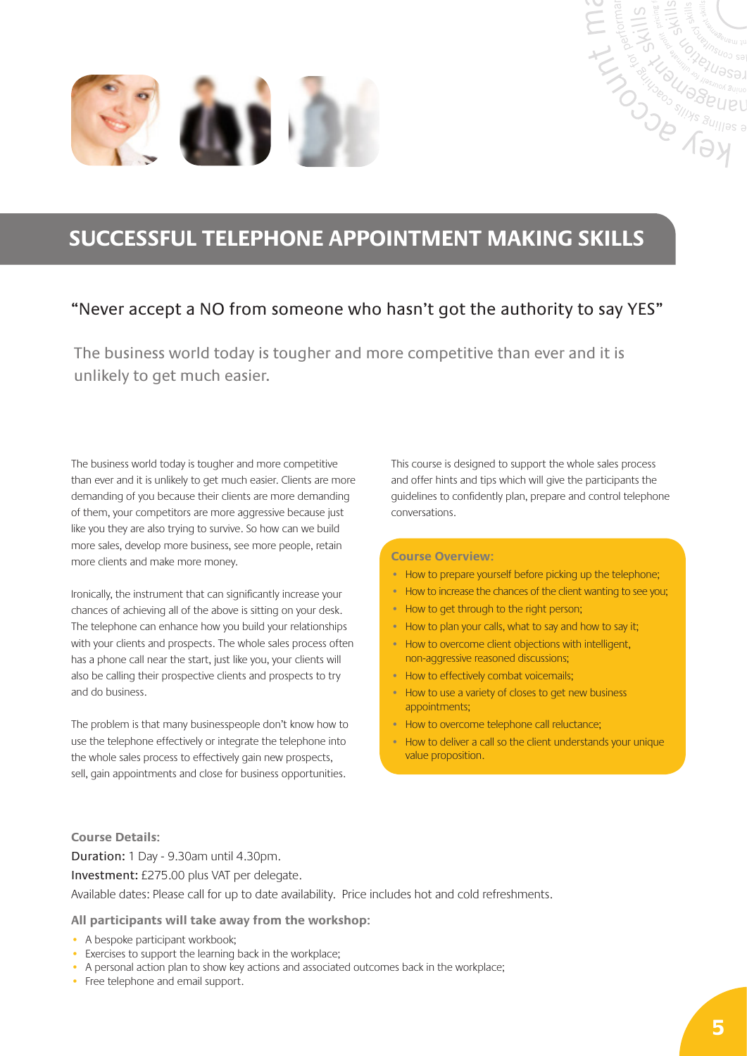## SUCCESSFUL TELEPHONE APPOINTMENT MAKING SKILLS

### "Never accept a NO from someone who hasn't got the authority to say YES"

The business world today is tougher and more competitive than ever and it is unlikely to get much easier.

The business world today is tougher and more competitive than ever and it is unlikely to get much easier. Clients are more demanding of you because their clients are more demanding of them, your competitors are more aggressive because just like you they are also trying to survive. So how can we build more sales, develop more business, see more people, retain more clients and make more money.

Ironically, the instrument that can significantly increase your chances of achieving all of the above is sitting on your desk. The telephone can enhance how you build your relationships with your clients and prospects. The whole sales process often has a phone call near the start, just like you, your clients will also be calling their prospective clients and prospects to try and do business.

The problem is that many businesspeople don't know how to use the telephone effectively or integrate the telephone into the whole sales process to effectively gain new prospects, sell, gain appointments and close for business opportunities.

This course is designed to support the whole sales process and offer hints and tips which will give the participants the guidelines to confidently plan, prepare and control telephone conversations.

**Course Overview:**

- How to prepare yourself before picking up the telephone;
- How to increase the chances of the client wanting to see you;
- How to get through to the right person;
- How to plan your calls, what to say and how to say it;
- How to overcome client objections with intelligent, non-aggressive reasoned discussions;
- How to effectively combat voicemails;
- How to use a variety of closes to get new business appointments;
- How to overcome telephone call reluctance;
- How to deliver a call so the client understands your unique value proposition.

**Course Details:**

Duration: 1 Day - 9.30am until 4.30pm.

Investment: £275.00 plus VAT per delegate.

Available dates: Please call for up to date availability. Price includes hot and cold refreshments.

**All participants will take away from the workshop:**

- A bespoke participant workbook;
- Exercises to support the learning back in the workplace;
- A personal action plan to show key actions and associated outcomes back in the workplace;
- Free telephone and email support.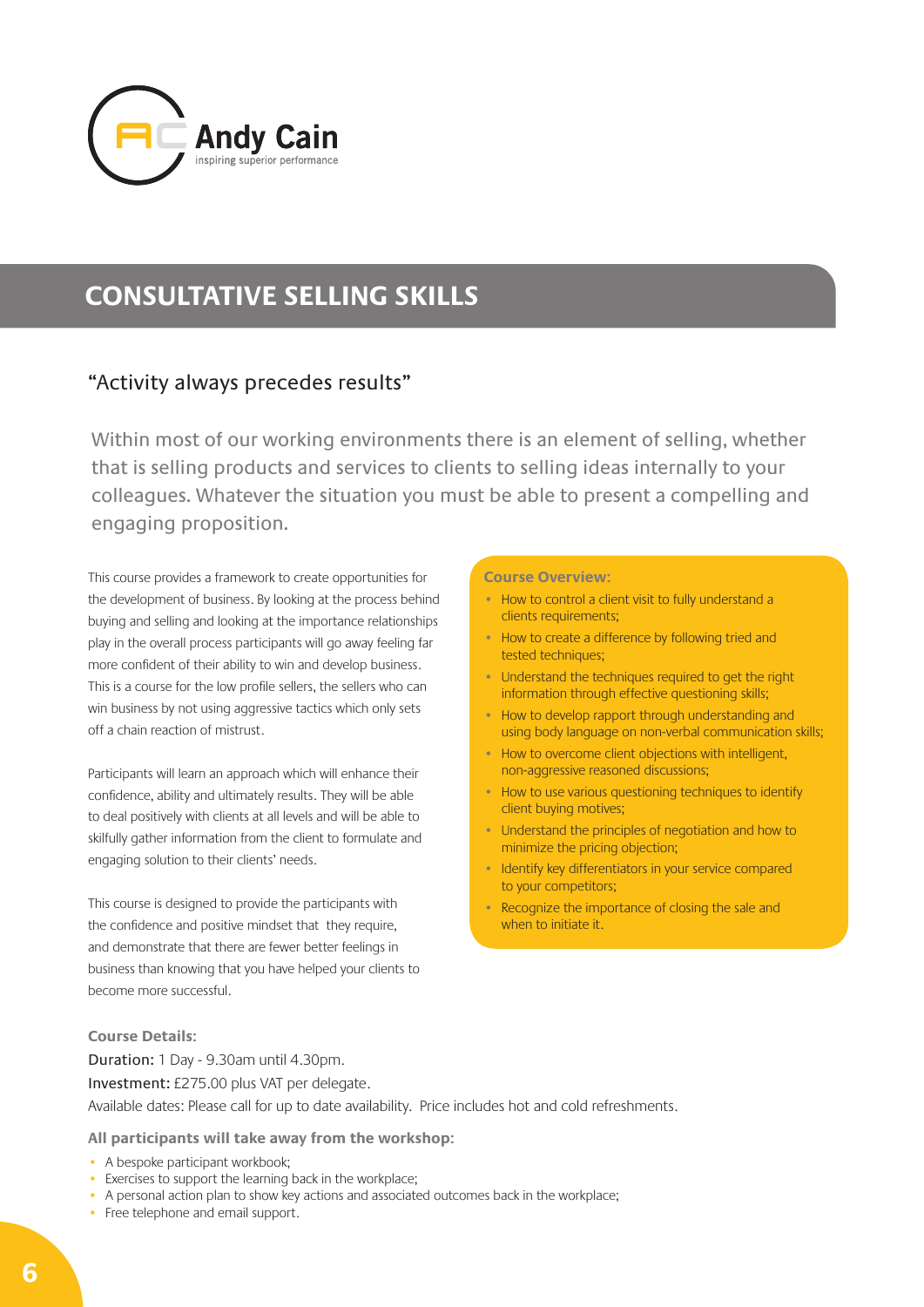Andy Cain
inspiring superior performance

# CONSULTATIVE SELLING SKILLS

## "Activity always precedes results"

Within most of our working environments there is an element of selling, whether that is selling products and services to clients to selling ideas internally to your colleagues. Whatever the situation you must be able to present a compelling and engaging proposition.

This course provides a framework to create opportunities for the development of business. By looking at the process behind buying and selling and looking at the importance relationships play in the overall process participants will go away feeling far more confident of their ability to win and develop business. This is a course for the low profile sellers, the sellers who can win business by not using aggressive tactics which only sets off a chain reaction of mistrust.

Participants will learn an approach which will enhance their confidence, ability and ultimately results. They will be able to deal positively with clients at all levels and will be able to skilfully gather information from the client to formulate and engaging solution to their clients' needs.

This course is designed to provide the participants with the confidence and positive mindset that they require, and demonstrate that there are fewer better feelings in business than knowing that you have helped your clients to become more successful.

**Course Overview:**

- How to control a client visit to fully understand a clients requirements;
- How to create a difference by following tried and tested techniques;
- Understand the techniques required to get the right information through effective questioning skills;
- How to develop rapport through understanding and using body language on non-verbal communication skills;
- How to overcome client objections with intelligent, non-aggressive reasoned discussions;
- How to use various questioning techniques to identify client buying motives;
- Understand the principles of negotiation and how to minimize the pricing objection;
- Identify key differentiators in your service compared to your competitors;
- Recognize the importance of closing the sale and when to initiate it.

**Course Details:**

Duration: 1 Day - 9.30am until 4.30pm.

Investment: £275.00 plus VAT per delegate.

Available dates: Please call for up to date availability. Price includes hot and cold refreshments.

**All participants will take away from the workshop:**

- A bespoke participant workbook;
- Exercises to support the learning back in the workplace;
- A personal action plan to show key actions and associated outcomes back in the workplace;
- Free telephone and email support.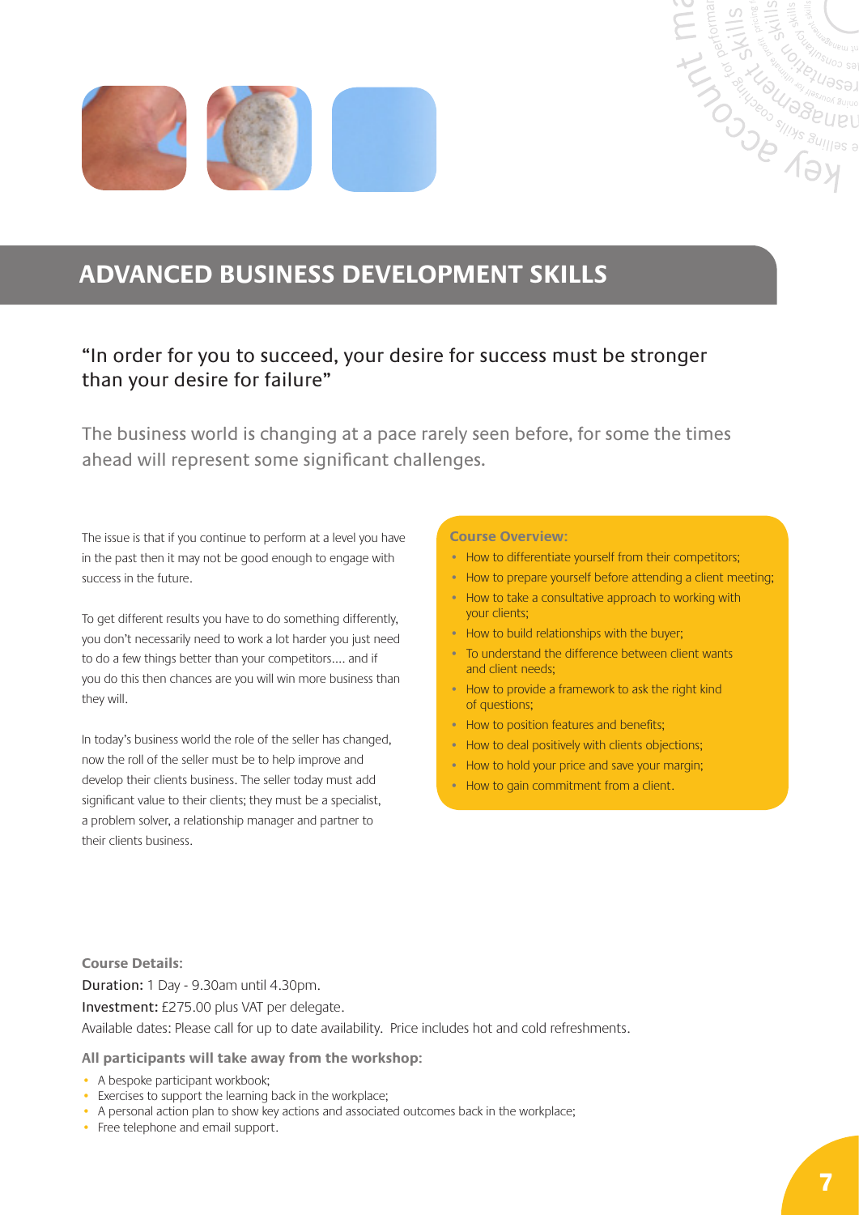# ADVANCED BUSINESS DEVELOPMENT SKILLS

"In order for you to succeed, your desire for success must be stronger than your desire for failure"

The business world is changing at a pace rarely seen before, for some the times ahead will represent some significant challenges.

The issue is that if you continue to perform at a level you have in the past then it may not be good enough to engage with success in the future.

To get different results you have to do something differently, you don't necessarily need to work a lot harder you just need to do a few things better than your competitors.... and if you do this then chances are you will win more business than they will.

In today's business world the role of the seller has changed, now the roll of the seller must be to help improve and develop their clients business. The seller today must add significant value to their clients; they must be a specialist, a problem solver, a relationship manager and partner to their clients business.

**Course Overview:**

- How to differentiate yourself from their competitors;
- How to prepare yourself before attending a client meeting;
- How to take a consultative approach to working with your clients;
- How to build relationships with the buyer;
- To understand the difference between client wants and client needs;
- How to provide a framework to ask the right kind of questions;
- How to position features and benefits;
- How to deal positively with clients objections;
- How to hold your price and save your margin;
- How to gain commitment from a client.

**Course Details:**

Duration: 1 Day - 9.30am until 4.30pm.

Investment: £275.00 plus VAT per delegate.

Available dates: Please call for up to date availability. Price includes hot and cold refreshments.

**All participants will take away from the workshop:**

- A bespoke participant workbook;
- Exercises to support the learning back in the workplace;
- A personal action plan to show key actions and associated outcomes back in the workplace;
- Free telephone and email support.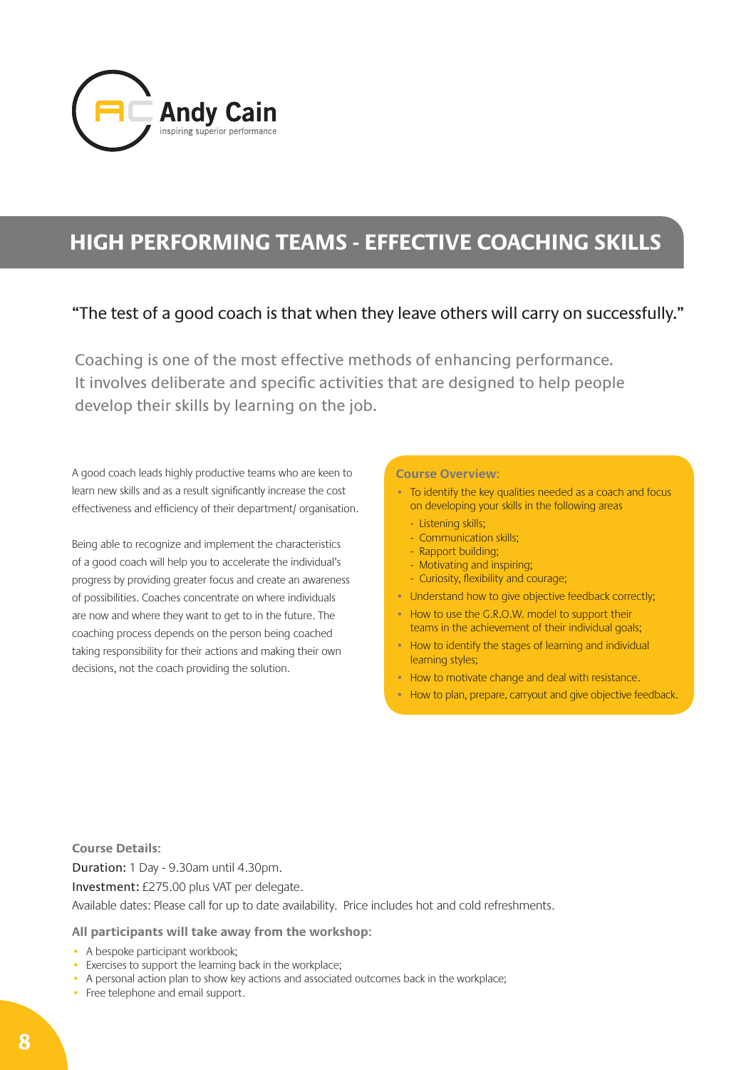Andy Cain
inspiring superior performance

# HIGH PERFORMING TEAMS - EFFECTIVE COACHING SKILLS

"The test of a good coach is that when they leave others will carry on successfully."

Coaching is one of the most effective methods of enhancing performance. It involves deliberate and specific activities that are designed to help people develop their skills by learning on the job.

A good coach leads highly productive teams who are keen to learn new skills and as a result significantly increase the cost effectiveness and efficiency of their department/ organisation.

Being able to recognize and implement the characteristics of a good coach will help you to accelerate the individual's progress by providing greater focus and create an awareness of possibilities. Coaches concentrate on where individuals are now and where they want to get to in the future. The coaching process depends on the person being coached taking responsibility for their actions and making their own decisions, not the coach providing the solution.

**Course Overview:**

- To identify the key qualities needed as a coach and focus on developing your skills in the following areas
  - Listening skills;
  - Communication skills;
  - Rapport building;
  - Motivating and inspiring;
  - Curiosity, flexibility and courage;
- Understand how to give objective feedback correctly;
- How to use the G.R.O.W. model to support their teams in the achievement of their individual goals;
- How to identify the stages of learning and individual learning styles;
- How to motivate change and deal with resistance.
- How to plan, prepare, carryout and give objective feedback.

**Course Details:**

Duration: 1 Day - 9.30am until 4.30pm.

Investment: £275.00 plus VAT per delegate.

Available dates: Please call for up to date availability. Price includes hot and cold refreshments.

**All participants will take away from the workshop:**

- A bespoke participant workbook;
- Exercises to support the learning back in the workplace;
- A personal action plan to show key actions and associated outcomes back in the workplace;
- Free telephone and email support.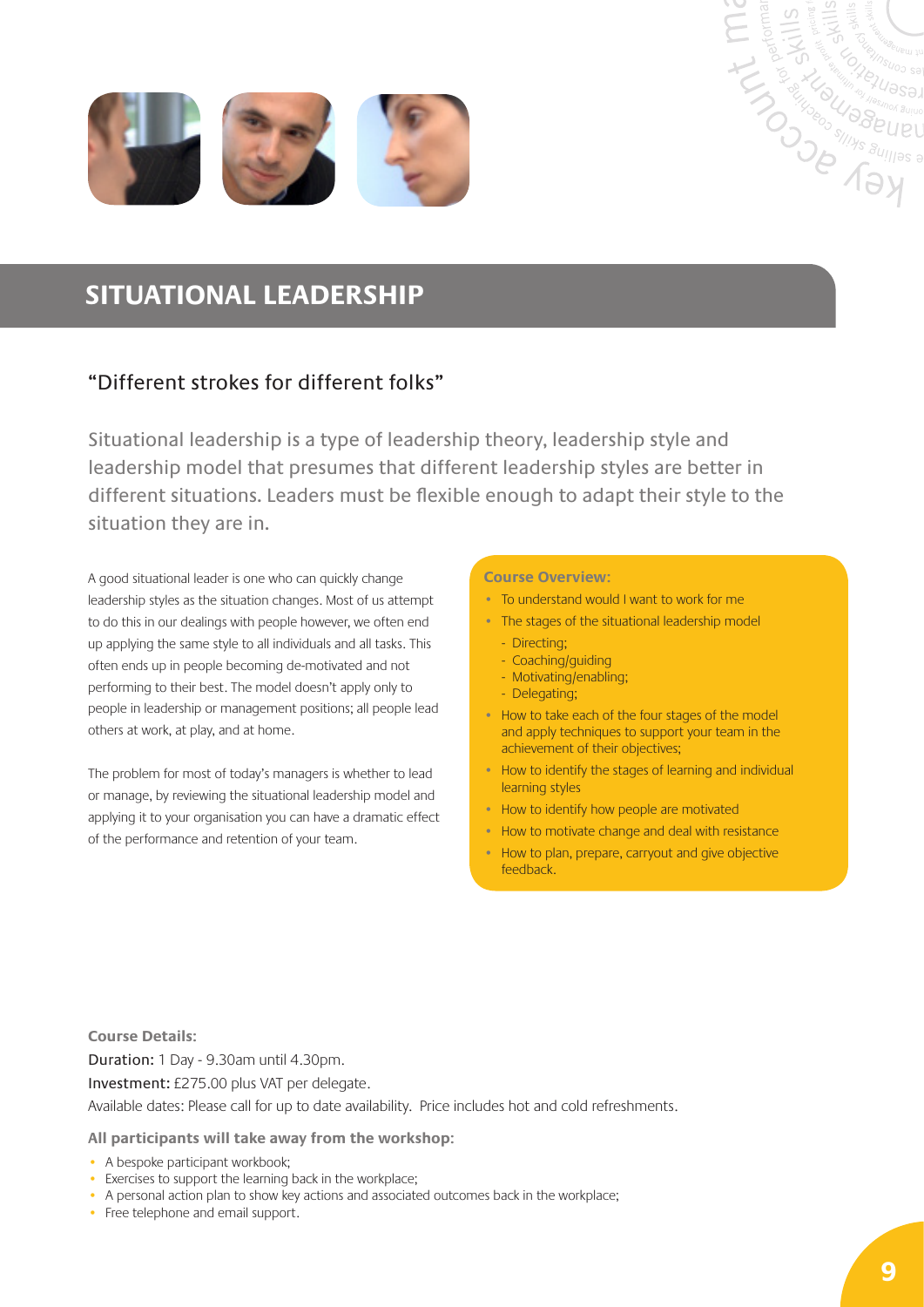## SITUATIONAL LEADERSHIP

### "Different strokes for different folks"

Situational leadership is a type of leadership theory, leadership style and leadership model that presumes that different leadership styles are better in different situations. Leaders must be flexible enough to adapt their style to the situation they are in.

A good situational leader is one who can quickly change leadership styles as the situation changes. Most of us attempt to do this in our dealings with people however, we often end up applying the same style to all individuals and all tasks. This often ends up in people becoming de-motivated and not performing to their best. The model doesn't apply only to people in leadership or management positions; all people lead others at work, at play, and at home.

The problem for most of today's managers is whether to lead or manage, by reviewing the situational leadership model and applying it to your organisation you can have a dramatic effect of the performance and retention of your team.

**Course Overview:**

- To understand would I want to work for me
- The stages of the situational leadership model
  - Directing;
  - Coaching/guiding
  - Motivating/enabling;
  - Delegating;
- How to take each of the four stages of the model and apply techniques to support your team in the achievement of their objectives;
- How to identify the stages of learning and individual learning styles
- How to identify how people are motivated
- How to motivate change and deal with resistance
- How to plan, prepare, carryout and give objective feedback.

**Course Details:**

Duration: 1 Day - 9.30am until 4.30pm.

Investment: £275.00 plus VAT per delegate.

Available dates: Please call for up to date availability. Price includes hot and cold refreshments.

**All participants will take away from the workshop:**

- A bespoke participant workbook;
- Exercises to support the learning back in the workplace;
- A personal action plan to show key actions and associated outcomes back in the workplace;
- Free telephone and email support.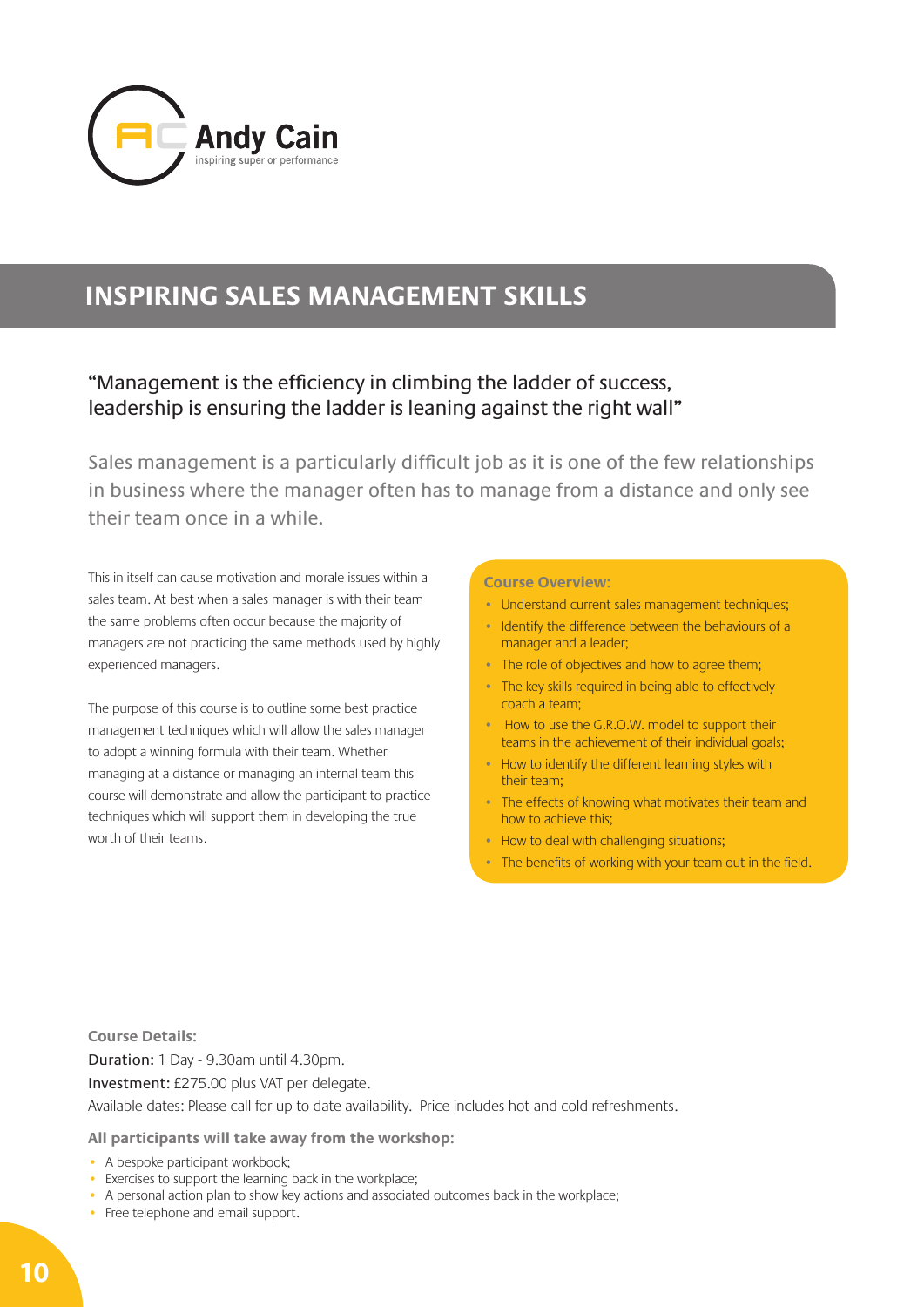Andy Cain
inspiring superior performance

# INSPIRING SALES MANAGEMENT SKILLS

"Management is the efficiency in climbing the ladder of success, leadership is ensuring the ladder is leaning against the right wall"

Sales management is a particularly difficult job as it is one of the few relationships in business where the manager often has to manage from a distance and only see their team once in a while.

This in itself can cause motivation and morale issues within a sales team. At best when a sales manager is with their team the same problems often occur because the majority of managers are not practicing the same methods used by highly experienced managers.

The purpose of this course is to outline some best practice management techniques which will allow the sales manager to adopt a winning formula with their team. Whether managing at a distance or managing an internal team this course will demonstrate and allow the participant to practice techniques which will support them in developing the true worth of their teams.

**Course Overview:**

- Understand current sales management techniques;
- Identify the difference between the behaviours of a manager and a leader;
- The role of objectives and how to agree them;
- The key skills required in being able to effectively coach a team;
- How to use the G.R.O.W. model to support their teams in the achievement of their individual goals;
- How to identify the different learning styles with their team;
- The effects of knowing what motivates their team and how to achieve this;
- How to deal with challenging situations;
- The benefits of working with your team out in the field.

**Course Details:**

Duration: 1 Day - 9.30am until 4.30pm.

Investment: £275.00 plus VAT per delegate.

Available dates: Please call for up to date availability. Price includes hot and cold refreshments.

**All participants will take away from the workshop:**

- A bespoke participant workbook;
- Exercises to support the learning back in the workplace;
- A personal action plan to show key actions and associated outcomes back in the workplace;
- Free telephone and email support.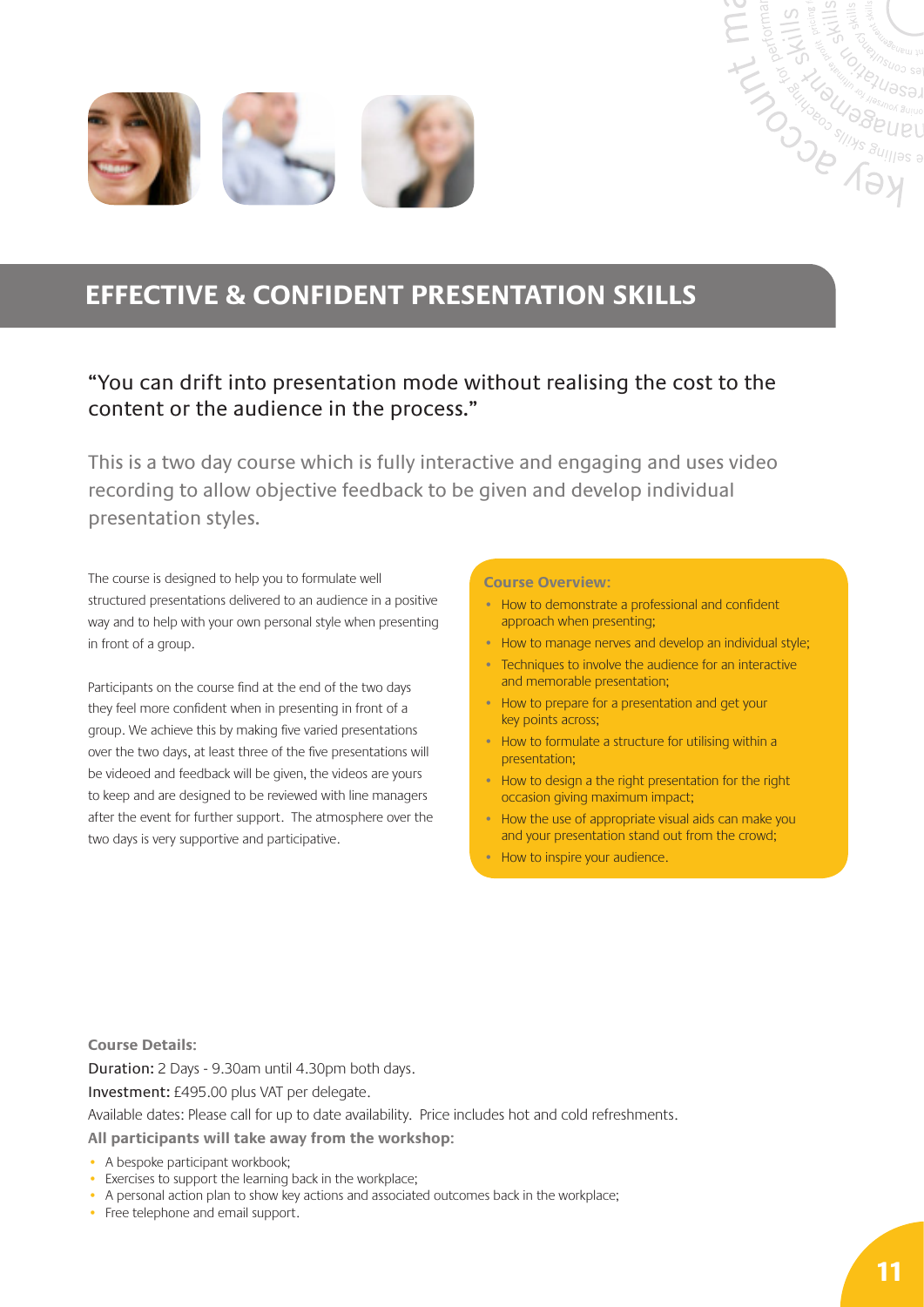# EFFECTIVE & CONFIDENT PRESENTATION SKILLS

"You can drift into presentation mode without realising the cost to the content or the audience in the process."

This is a two day course which is fully interactive and engaging and uses video recording to allow objective feedback to be given and develop individual presentation styles.

The course is designed to help you to formulate well structured presentations delivered to an audience in a positive way and to help with your own personal style when presenting in front of a group.

Participants on the course find at the end of the two days they feel more confident when in presenting in front of a group. We achieve this by making five varied presentations over the two days, at least three of the five presentations will be videoed and feedback will be given, the videos are yours to keep and are designed to be reviewed with line managers after the event for further support. The atmosphere over the two days is very supportive and participative.

**Course Overview:**

- How to demonstrate a professional and confident approach when presenting;
- How to manage nerves and develop an individual style;
- Techniques to involve the audience for an interactive and memorable presentation;
- How to prepare for a presentation and get your key points across;
- How to formulate a structure for utilising within a presentation;
- How to design a the right presentation for the right occasion giving maximum impact;
- How the use of appropriate visual aids can make you and your presentation stand out from the crowd;
- How to inspire your audience.

**Course Details:**

Duration: 2 Days - 9.30am until 4.30pm both days.

Investment: £495.00 plus VAT per delegate.

Available dates: Please call for up to date availability. Price includes hot and cold refreshments.

**All participants will take away from the workshop:**

- A bespoke participant workbook;
- Exercises to support the learning back in the workplace;
- A personal action plan to show key actions and associated outcomes back in the workplace;
- Free telephone and email support.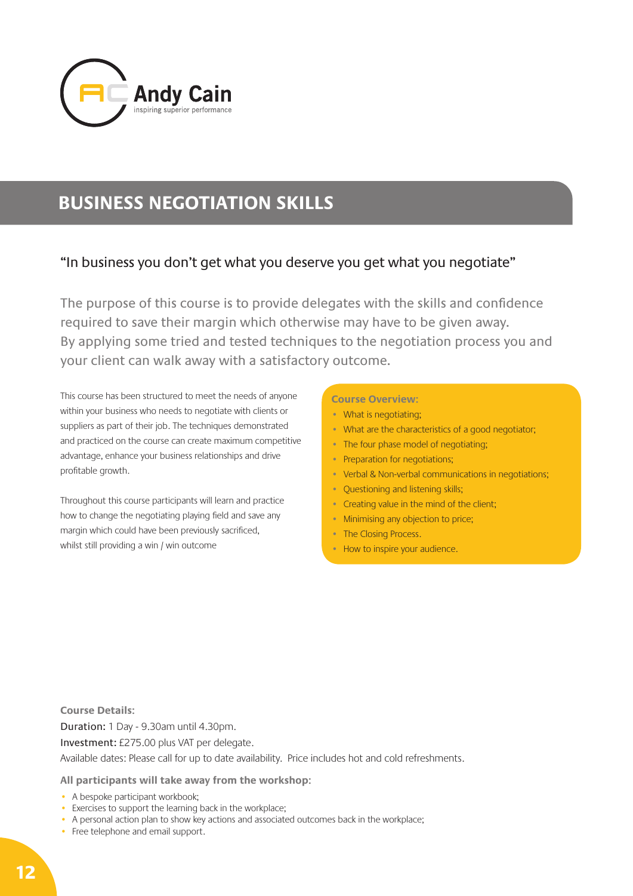Andy Cain
inspiring superior performance

# BUSINESS NEGOTIATION SKILLS

"In business you don't get what you deserve you get what you negotiate"

The purpose of this course is to provide delegates with the skills and confidence required to save their margin which otherwise may have to be given away. By applying some tried and tested techniques to the negotiation process you and your client can walk away with a satisfactory outcome.

This course has been structured to meet the needs of anyone within your business who needs to negotiate with clients or suppliers as part of their job. The techniques demonstrated and practiced on the course can create maximum competitive advantage, enhance your business relationships and drive profitable growth.

Throughout this course participants will learn and practice how to change the negotiating playing field and save any margin which could have been previously sacrificed, whilst still providing a win / win outcome

**Course Overview:**

- What is negotiating;
- What are the characteristics of a good negotiator;
- The four phase model of negotiating;
- Preparation for negotiations;
- Verbal & Non-verbal communications in negotiations;
- Questioning and listening skills;
- Creating value in the mind of the client;
- Minimising any objection to price;
- The Closing Process.
- How to inspire your audience.

**Course Details:**

Duration: 1 Day - 9.30am until 4.30pm.
Investment: £275.00 plus VAT per delegate.
Available dates: Please call for up to date availability. Price includes hot and cold refreshments.

**All participants will take away from the workshop:**

- A bespoke participant workbook;
- Exercises to support the learning back in the workplace;
- A personal action plan to show key actions and associated outcomes back in the workplace;
- Free telephone and email support.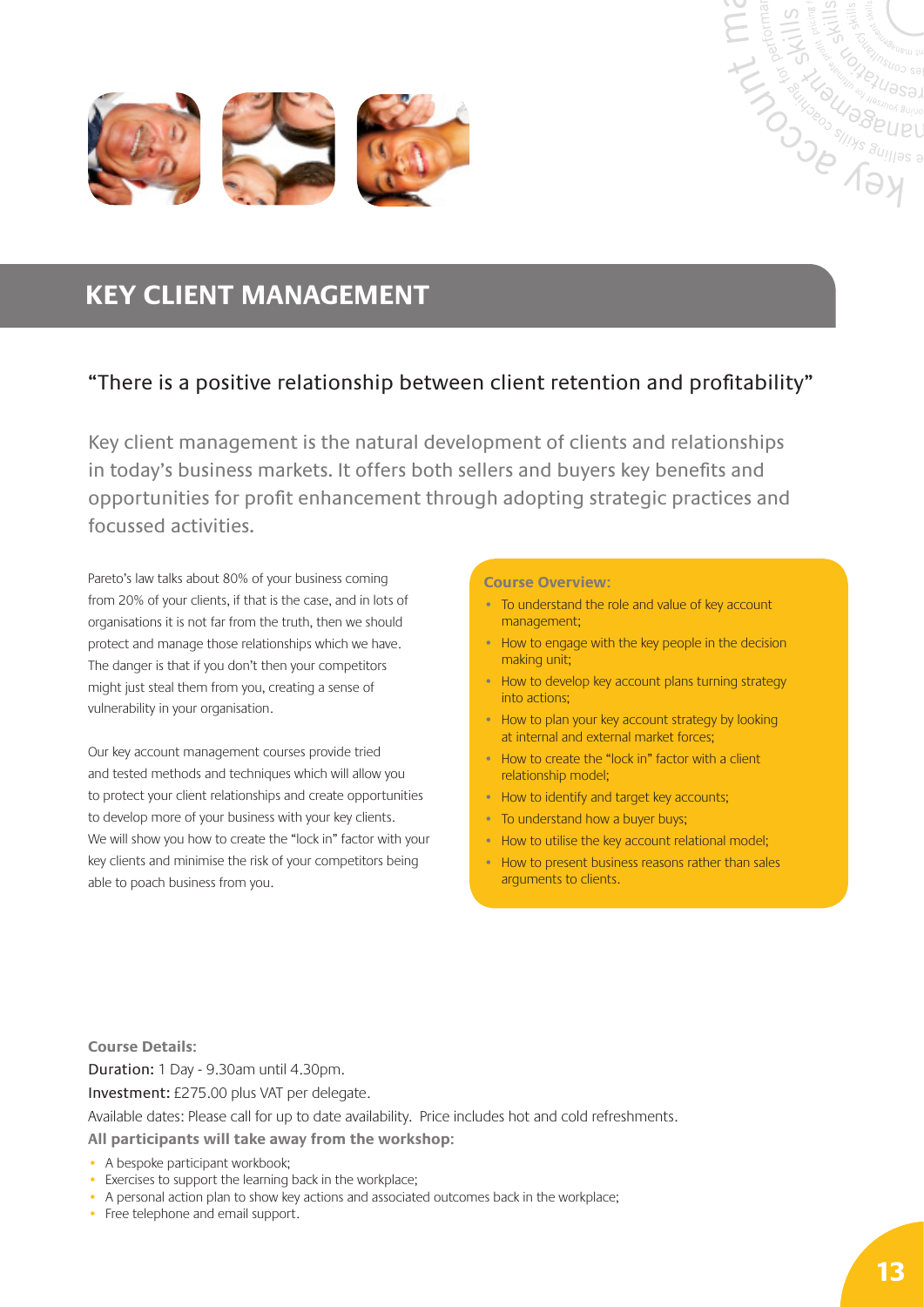# KEY CLIENT MANAGEMENT

## "There is a positive relationship between client retention and profitability"

Key client management is the natural development of clients and relationships in today's business markets. It offers both sellers and buyers key benefits and opportunities for profit enhancement through adopting strategic practices and focussed activities.

Pareto's law talks about 80% of your business coming from 20% of your clients, if that is the case, and in lots of organisations it is not far from the truth, then we should protect and manage those relationships which we have. The danger is that if you don't then your competitors might just steal them from you, creating a sense of vulnerability in your organisation.

Our key account management courses provide tried and tested methods and techniques which will allow you to protect your client relationships and create opportunities to develop more of your business with your key clients. We will show you how to create the "lock in" factor with your key clients and minimise the risk of your competitors being able to poach business from you.

**Course Overview:**

- To understand the role and value of key account management;
- How to engage with the key people in the decision making unit;
- How to develop key account plans turning strategy into actions;
- How to plan your key account strategy by looking at internal and external market forces;
- How to create the "lock in" factor with a client relationship model;
- How to identify and target key accounts;
- To understand how a buyer buys;
- How to utilise the key account relational model;
- How to present business reasons rather than sales arguments to clients.

**Course Details:**

Duration: 1 Day - 9.30am until 4.30pm.

Investment: £275.00 plus VAT per delegate.

Available dates: Please call for up to date availability. Price includes hot and cold refreshments.

**All participants will take away from the workshop:**

- A bespoke participant workbook;
- Exercises to support the learning back in the workplace;
- A personal action plan to show key actions and associated outcomes back in the workplace;
- Free telephone and email support.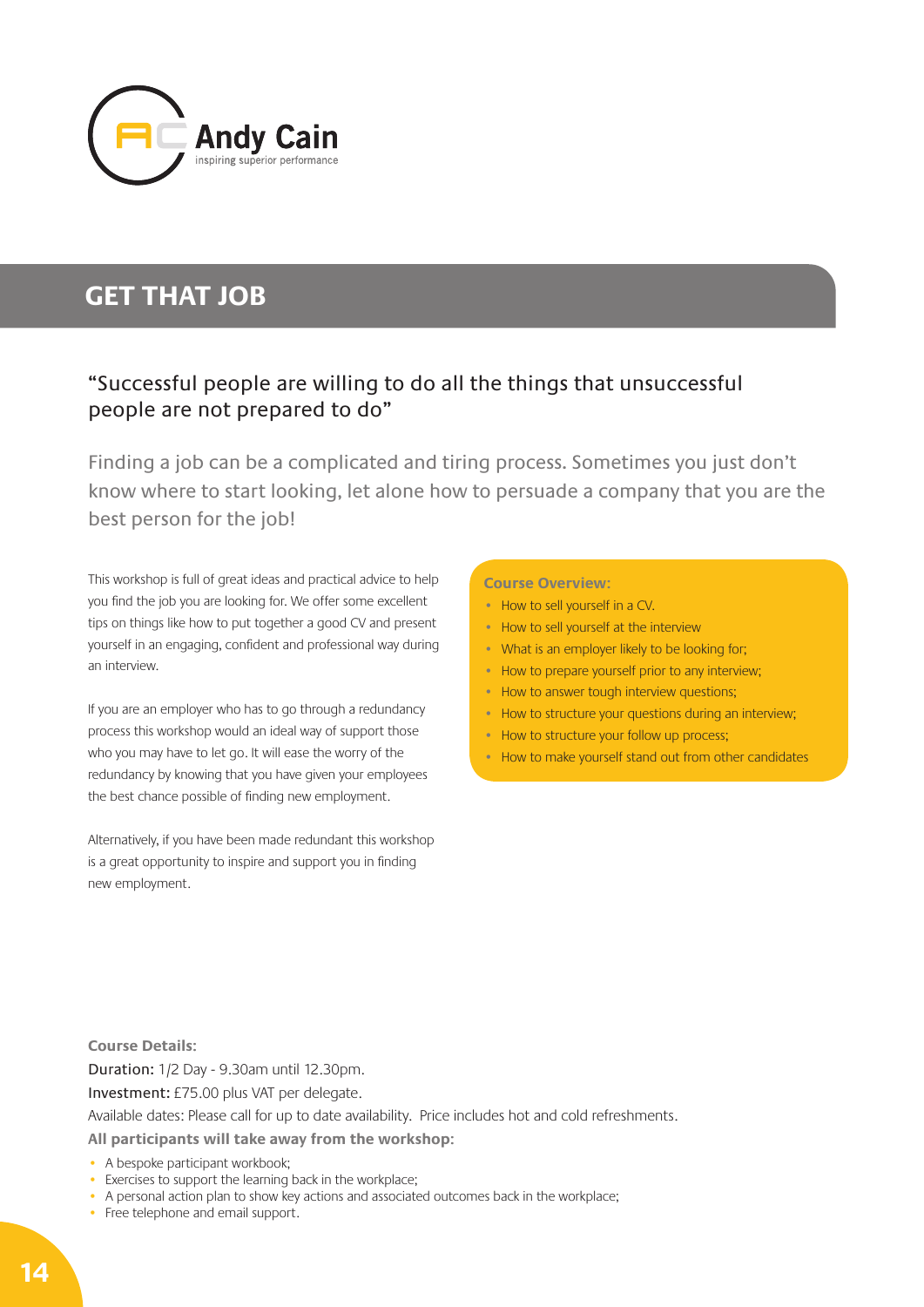Andy Cain
inspiring superior performance

# GET THAT JOB

"Successful people are willing to do all the things that unsuccessful people are not prepared to do"

Finding a job can be a complicated and tiring process. Sometimes you just don't know where to start looking, let alone how to persuade a company that you are the best person for the job!

This workshop is full of great ideas and practical advice to help you find the job you are looking for. We offer some excellent tips on things like how to put together a good CV and present yourself in an engaging, confident and professional way during an interview.

If you are an employer who has to go through a redundancy process this workshop would an ideal way of support those who you may have to let go. It will ease the worry of the redundancy by knowing that you have given your employees the best chance possible of finding new employment.

Alternatively, if you have been made redundant this workshop is a great opportunity to inspire and support you in finding new employment.

**Course Overview:**

- How to sell yourself in a CV.
- How to sell yourself at the interview
- What is an employer likely to be looking for;
- How to prepare yourself prior to any interview;
- How to answer tough interview questions;
- How to structure your questions during an interview;
- How to structure your follow up process;
- How to make yourself stand out from other candidates

**Course Details:**

Duration: 1/2 Day - 9.30am until 12.30pm.

Investment: £75.00 plus VAT per delegate.

Available dates: Please call for up to date availability. Price includes hot and cold refreshments.

**All participants will take away from the workshop:**

- A bespoke participant workbook;
- Exercises to support the learning back in the workplace;
- A personal action plan to show key actions and associated outcomes back in the workplace;
- Free telephone and email support.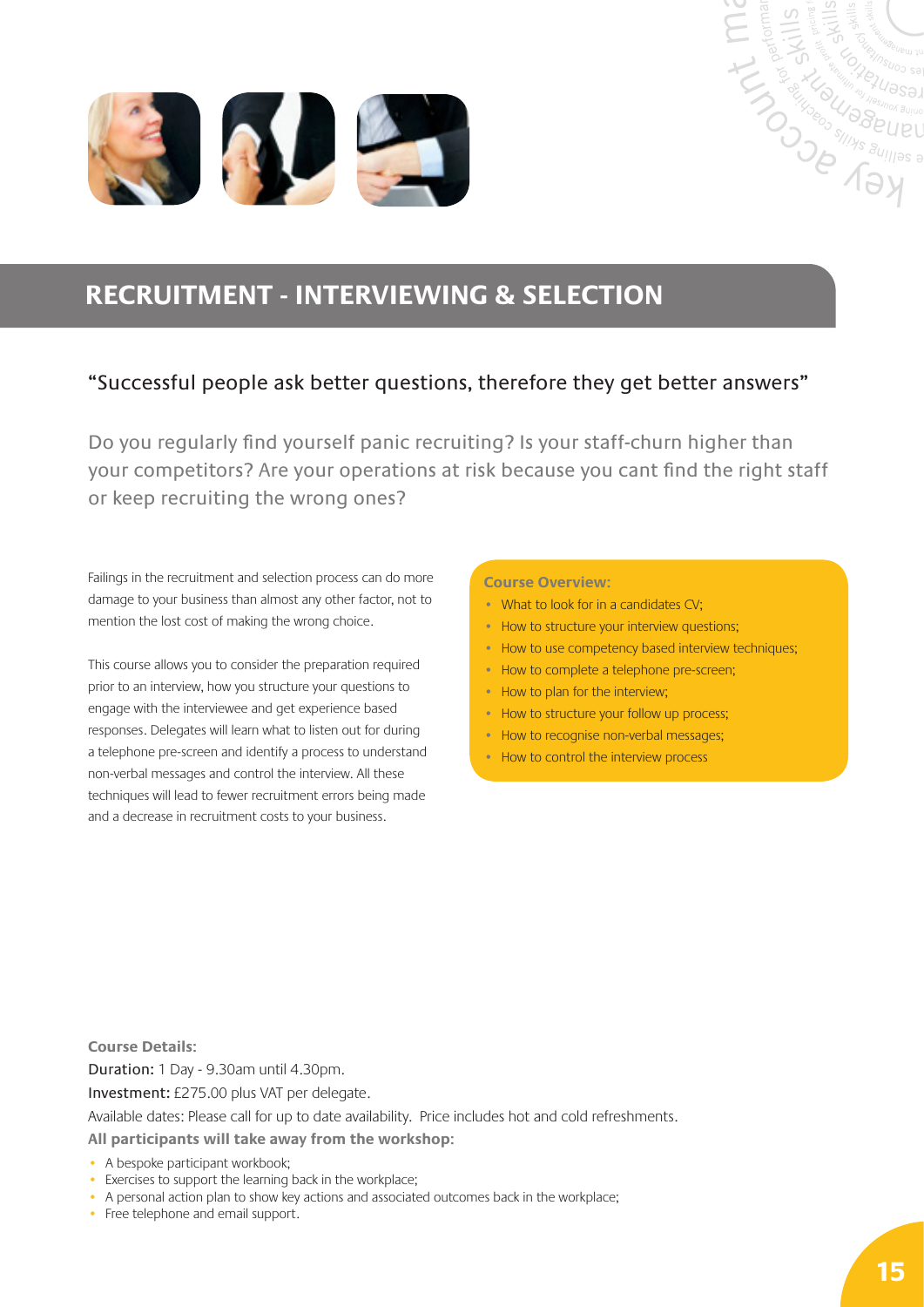# RECRUITMENT - INTERVIEWING & SELECTION

"Successful people ask better questions, therefore they get better answers"

Do you regularly find yourself panic recruiting? Is your staff-churn higher than your competitors? Are your operations at risk because you cant find the right staff or keep recruiting the wrong ones?

Failings in the recruitment and selection process can do more damage to your business than almost any other factor, not to mention the lost cost of making the wrong choice.

This course allows you to consider the preparation required prior to an interview, how you structure your questions to engage with the interviewee and get experience based responses. Delegates will learn what to listen out for during a telephone pre-screen and identify a process to understand non-verbal messages and control the interview. All these techniques will lead to fewer recruitment errors being made and a decrease in recruitment costs to your business.

**Course Overview:**

- What to look for in a candidates CV;
- How to structure your interview questions;
- How to use competency based interview techniques;
- How to complete a telephone pre-screen;
- How to plan for the interview;
- How to structure your follow up process;
- How to recognise non-verbal messages;
- How to control the interview process

**Course Details:**

Duration: 1 Day - 9.30am until 4.30pm.

Investment: £275.00 plus VAT per delegate.

Available dates: Please call for up to date availability. Price includes hot and cold refreshments.

**All participants will take away from the workshop:**

- A bespoke participant workbook;
- Exercises to support the learning back in the workplace;
- A personal action plan to show key actions and associated outcomes back in the workplace;
- Free telephone and email support.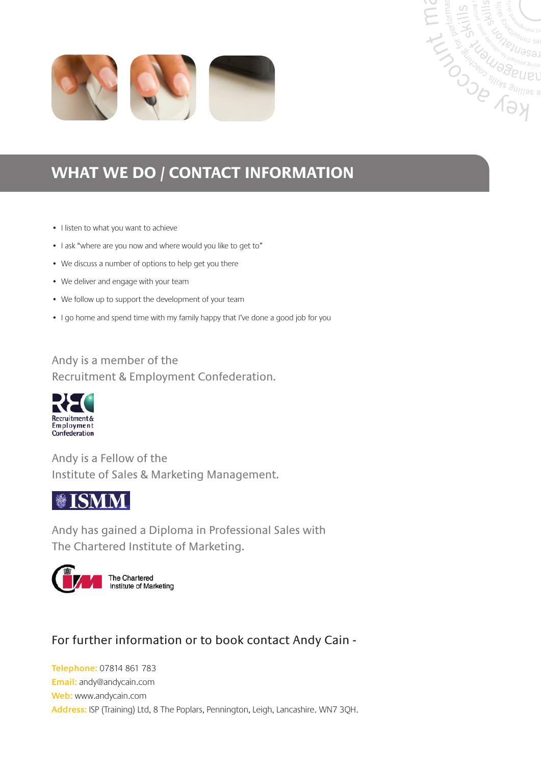## WHAT WE DO / CONTACT INFORMATION

- I listen to what you want to achieve
- I ask "where are you now and where would you like to get to"
- We discuss a number of options to help get you there
- We deliver and engage with your team
- We follow up to support the development of your team
- I go home and spend time with my family happy that I've done a good job for you

Andy is a member of the
Recruitment & Employment Confederation.

Andy is a Fellow of the
Institute of Sales & Marketing Management.

Andy has gained a Diploma in Professional Sales with
The Chartered Institute of Marketing.

For further information or to book contact Andy Cain -

**Telephone:** 07814 861 783
**Email:** andy@andycain.com
**Web:** www.andycain.com
**Address:** ISP (Training) Ltd, 8 The Poplars, Pennington, Leigh, Lancashire. WN7 3QH.